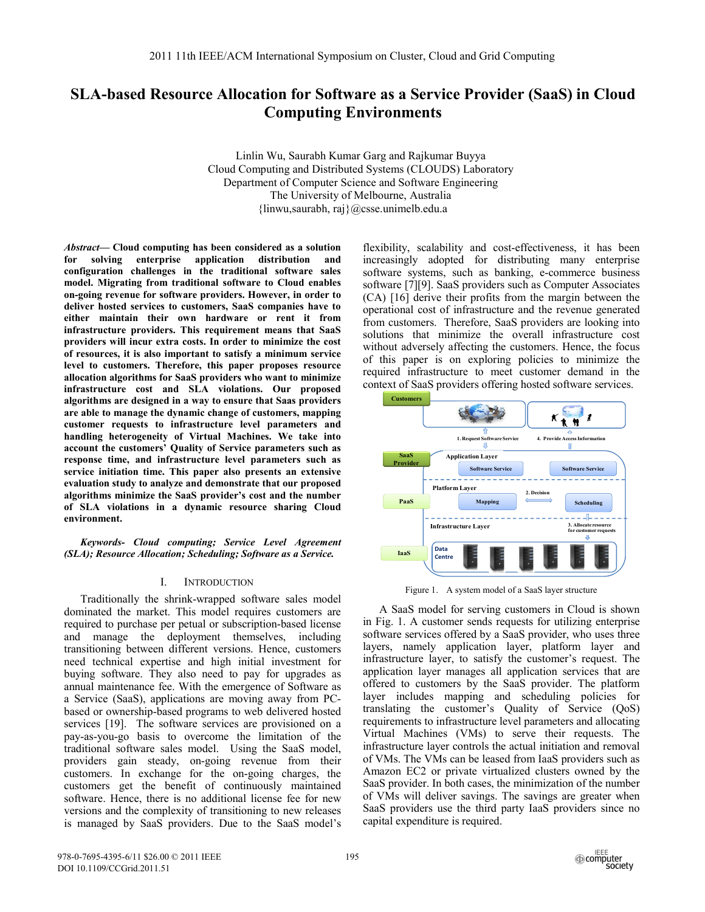# SLA-based Resource Allocation for Software as a Service Provider (SaaS) in Cloud Computing Environments

Linlin Wu, Saurabh Kumar Garg and Rajkumar Buyya
Cloud Computing and Distributed Systems (CLOUDS) Laboratory
Department of Computer Science and Software Engineering
The University of Melbourne, Australia
{linwu,saurabh, raj}@csse.unimelb.edu.a

***Abstract*— Cloud computing has been considered as a solution for solving enterprise application distribution and configuration challenges in the traditional software sales model. Migrating from traditional software to Cloud enables on-going revenue for software providers. However, in order to deliver hosted services to customers, SaaS companies have to either maintain their own hardware or rent it from infrastructure providers. This requirement means that SaaS providers will incur extra costs. In order to minimize the cost of resources, it is also important to satisfy a minimum service level to customers. Therefore, this paper proposes resource allocation algorithms for SaaS providers who want to minimize infrastructure cost and SLA violations. Our proposed algorithms are designed in a way to ensure that Saas providers are able to manage the dynamic change of customers, mapping customer requests to infrastructure level parameters and handling heterogeneity of Virtual Machines. We take into account the customers' Quality of Service parameters such as response time, and infrastructure level parameters such as service initiation time. This paper also presents an extensive evaluation study to analyze and demonstrate that our proposed algorithms minimize the SaaS provider's cost and the number of SLA violations in a dynamic resource sharing Cloud environment.**

***Keywords- Cloud computing; Service Level Agreement (SLA); Resource Allocation; Scheduling; Software as a Service.***

## I. INTRODUCTION

Traditionally the shrink-wrapped software sales model dominated the market. This model requires customers are required to purchase per petual or subscription-based license and manage the deployment themselves, including transitioning between different versions. Hence, customers need technical expertise and high initial investment for buying software. They also need to pay for upgrades as annual maintenance fee. With the emergence of Software as a Service (SaaS), applications are moving away from PC-based or ownership-based programs to web delivered hosted services [19]. The software services are provisioned on a pay-as-you-go basis to overcome the limitation of the traditional software sales model. Using the SaaS model, providers gain steady, on-going revenue from their customers. In exchange for the on-going charges, the customers get the benefit of continuously maintained software. Hence, there is no additional license fee for new versions and the complexity of transitioning to new releases is managed by SaaS providers. Due to the SaaS model's flexibility, scalability and cost-effectiveness, it has been increasingly adopted for distributing many enterprise software systems, such as banking, e-commerce business software [7][9]. SaaS providers such as Computer Associates (CA) [16] derive their profits from the margin between the operational cost of infrastructure and the revenue generated from customers. Therefore, SaaS providers are looking into solutions that minimize the overall infrastructure cost without adversely affecting the customers. Hence, the focus of this paper is on exploring policies to minimize the required infrastructure to meet customer demand in the context of SaaS providers offering hosted software services.

Customers
SaaS Provider
PaaS
IaaS
1. Request Software Service
4. Provide Access Information
Application Layer
Software Service
Software Service
Platform Layer
Mapping
2. Decision
Scheduling
Infrastructure Layer
3. Allocate resource for customer requests
Data Centre

Figure 1. A system model of a SaaS layer structure

A SaaS model for serving customers in Cloud is shown in Fig. 1. A customer sends requests for utilizing enterprise software services offered by a SaaS provider, who uses three layers, namely application layer, platform layer and infrastructure layer, to satisfy the customer's request. The application layer manages all application services that are offered to customers by the SaaS provider. The platform layer includes mapping and scheduling policies for translating the customer's Quality of Service (QoS) requirements to infrastructure level parameters and allocating Virtual Machines (VMs) to serve their requests. The infrastructure layer controls the actual initiation and removal of VMs. The VMs can be leased from IaaS providers such as Amazon EC2 or private virtualized clusters owned by the SaaS provider. In both cases, the minimization of the number of VMs will deliver savings. The savings are greater when SaaS providers use the third party IaaS providers since no capital expenditure is required.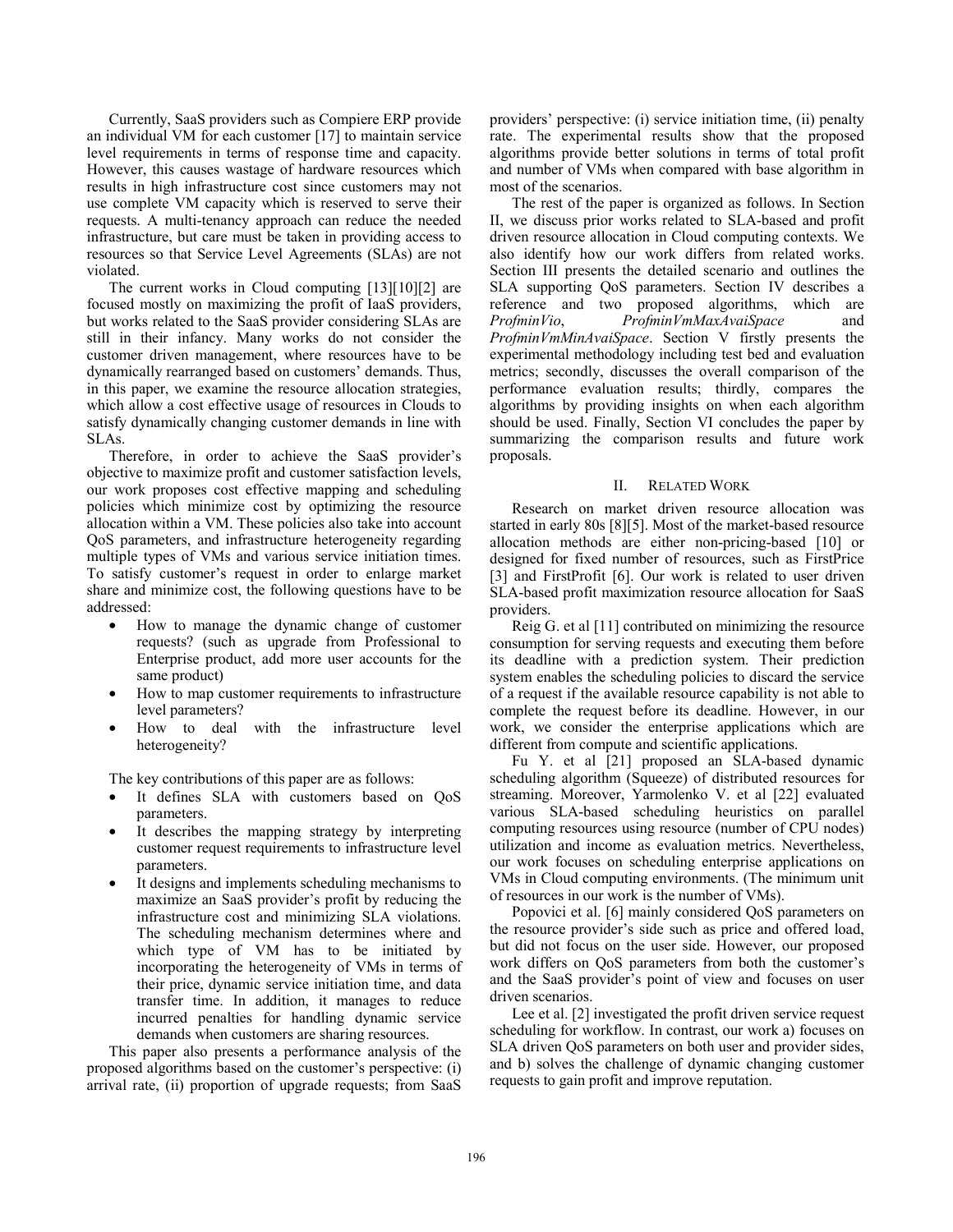Currently, SaaS providers such as Compiere ERP provide an individual VM for each customer [17] to maintain service level requirements in terms of response time and capacity. However, this causes wastage of hardware resources which results in high infrastructure cost since customers may not use complete VM capacity which is reserved to serve their requests. A multi-tenancy approach can reduce the needed infrastructure, but care must be taken in providing access to resources so that Service Level Agreements (SLAs) are not violated.

The current works in Cloud computing [13][10][2] are focused mostly on maximizing the profit of IaaS providers, but works related to the SaaS provider considering SLAs are still in their infancy. Many works do not consider the customer driven management, where resources have to be dynamically rearranged based on customers' demands. Thus, in this paper, we examine the resource allocation strategies, which allow a cost effective usage of resources in Clouds to satisfy dynamically changing customer demands in line with SLAs.

Therefore, in order to achieve the SaaS provider's objective to maximize profit and customer satisfaction levels, our work proposes cost effective mapping and scheduling policies which minimize cost by optimizing the resource allocation within a VM. These policies also take into account QoS parameters, and infrastructure heterogeneity regarding multiple types of VMs and various service initiation times. To satisfy customer's request in order to enlarge market share and minimize cost, the following questions have to be addressed:

- How to manage the dynamic change of customer requests? (such as upgrade from Professional to Enterprise product, add more user accounts for the same product)
- How to map customer requirements to infrastructure level parameters?
- How to deal with the infrastructure level heterogeneity?

The key contributions of this paper are as follows:

- It defines SLA with customers based on QoS parameters.
- It describes the mapping strategy by interpreting customer request requirements to infrastructure level parameters.
- It designs and implements scheduling mechanisms to maximize an SaaS provider's profit by reducing the infrastructure cost and minimizing SLA violations. The scheduling mechanism determines where and which type of VM has to be initiated by incorporating the heterogeneity of VMs in terms of their price, dynamic service initiation time, and data transfer time. In addition, it manages to reduce incurred penalties for handling dynamic service demands when customers are sharing resources.

This paper also presents a performance analysis of the proposed algorithms based on the customer's perspective: (i) arrival rate, (ii) proportion of upgrade requests; from SaaS providers' perspective: (i) service initiation time, (ii) penalty rate. The experimental results show that the proposed algorithms provide better solutions in terms of total profit and number of VMs when compared with base algorithm in most of the scenarios.

The rest of the paper is organized as follows. In Section II, we discuss prior works related to SLA-based and profit driven resource allocation in Cloud computing contexts. We also identify how our work differs from related works. Section III presents the detailed scenario and outlines the SLA supporting QoS parameters. Section IV describes a reference and two proposed algorithms, which are *ProfminVio*, *ProfminVmMaxAvaiSpace* and *ProfminVmMinAvaiSpace*. Section V firstly presents the experimental methodology including test bed and evaluation metrics; secondly, discusses the overall comparison of the performance evaluation results; thirdly, compares the algorithms by providing insights on when each algorithm should be used. Finally, Section VI concludes the paper by summarizing the comparison results and future work proposals.

## II. RELATED WORK

Research on market driven resource allocation was started in early 80s [8][5]. Most of the market-based resource allocation methods are either non-pricing-based [10] or designed for fixed number of resources, such as FirstPrice [3] and FirstProfit [6]. Our work is related to user driven SLA-based profit maximization resource allocation for SaaS providers.

Reig G. et al [11] contributed on minimizing the resource consumption for serving requests and executing them before its deadline with a prediction system. Their prediction system enables the scheduling policies to discard the service of a request if the available resource capability is not able to complete the request before its deadline. However, in our work, we consider the enterprise applications which are different from compute and scientific applications.

Fu Y. et al [21] proposed an SLA-based dynamic scheduling algorithm (Squeeze) of distributed resources for streaming. Moreover, Yarmolenko V. et al [22] evaluated various SLA-based scheduling heuristics on parallel computing resources using resource (number of CPU nodes) utilization and income as evaluation metrics. Nevertheless, our work focuses on scheduling enterprise applications on VMs in Cloud computing environments. (The minimum unit of resources in our work is the number of VMs).

Popovici et al. [6] mainly considered QoS parameters on the resource provider's side such as price and offered load, but did not focus on the user side. However, our proposed work differs on QoS parameters from both the customer's and the SaaS provider's point of view and focuses on user driven scenarios.

Lee et al. [2] investigated the profit driven service request scheduling for workflow. In contrast, our work a) focuses on SLA driven QoS parameters on both user and provider sides, and b) solves the challenge of dynamic changing customer requests to gain profit and improve reputation.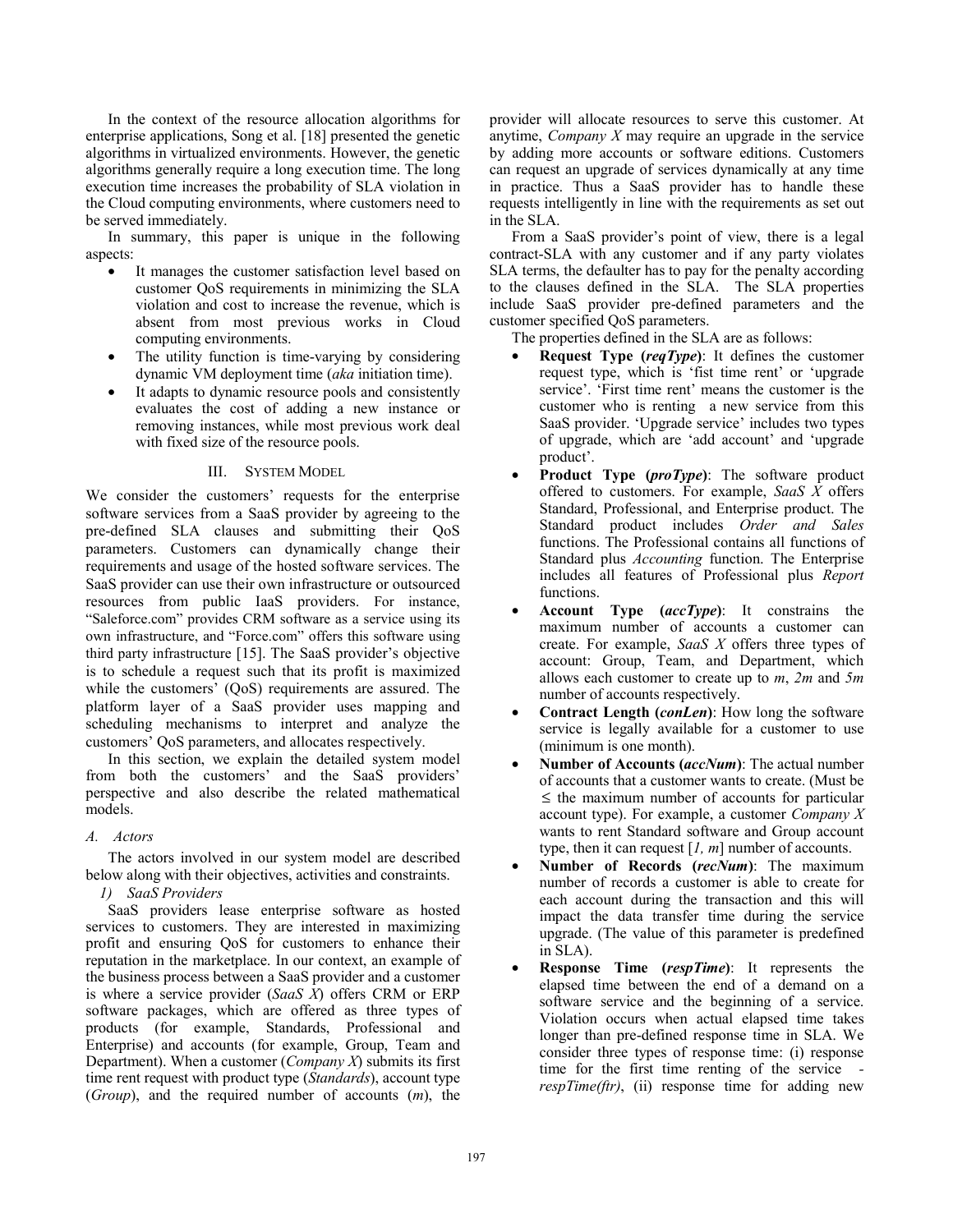In the context of the resource allocation algorithms for enterprise applications, Song et al. [18] presented the genetic algorithms in virtualized environments. However, the genetic algorithms generally require a long execution time. The long execution time increases the probability of SLA violation in the Cloud computing environments, where customers need to be served immediately.

In summary, this paper is unique in the following aspects:

- It manages the customer satisfaction level based on customer QoS requirements in minimizing the SLA violation and cost to increase the revenue, which is absent from most previous works in Cloud computing environments.
- The utility function is time-varying by considering dynamic VM deployment time (*aka* initiation time).
- It adapts to dynamic resource pools and consistently evaluates the cost of adding a new instance or removing instances, while most previous work deal with fixed size of the resource pools.

## III. System Model

We consider the customers' requests for the enterprise software services from a SaaS provider by agreeing to the pre-defined SLA clauses and submitting their QoS parameters. Customers can dynamically change their requirements and usage of the hosted software services. The SaaS provider can use their own infrastructure or outsourced resources from public IaaS providers. For instance, "Saleforce.com" provides CRM software as a service using its own infrastructure, and "Force.com" offers this software using third party infrastructure [15]. The SaaS provider's objective is to schedule a request such that its profit is maximized while the customers' (QoS) requirements are assured. The platform layer of a SaaS provider uses mapping and scheduling mechanisms to interpret and analyze the customers' QoS parameters, and allocates respectively.

In this section, we explain the detailed system model from both the customers' and the SaaS providers' perspective and also describe the related mathematical models.

### A. Actors

The actors involved in our system model are described below along with their objectives, activities and constraints.

#### 1) SaaS Providers

SaaS providers lease enterprise software as hosted services to customers. They are interested in maximizing profit and ensuring QoS for customers to enhance their reputation in the marketplace. In our context, an example of the business process between a SaaS provider and a customer is where a service provider (*SaaS X*) offers CRM or ERP software packages, which are offered as three types of products (for example, Standards, Professional and Enterprise) and accounts (for example, Group, Team and Department). When a customer (*Company X*) submits its first time rent request with product type (*Standards*), account type (*Group*), and the required number of accounts (*m*), the provider will allocate resources to serve this customer. At anytime, *Company X* may require an upgrade in the service by adding more accounts or software editions. Customers can request an upgrade of services dynamically at any time in practice. Thus a SaaS provider has to handle these requests intelligently in line with the requirements as set out in the SLA.

From a SaaS provider's point of view, there is a legal contract-SLA with any customer and if any party violates SLA terms, the defaulter has to pay for the penalty according to the clauses defined in the SLA. The SLA properties include SaaS provider pre-defined parameters and the customer specified QoS parameters.

The properties defined in the SLA are as follows:

- **Request Type (*reqType*)**: It defines the customer request type, which is 'fist time rent' or 'upgrade service'. 'First time rent' means the customer is the customer who is renting a new service from this SaaS provider. 'Upgrade service' includes two types of upgrade, which are 'add account' and 'upgrade product'.
- **Product Type (*proType*)**: The software product offered to customers. For example, *SaaS X* offers Standard, Professional, and Enterprise product. The Standard product includes *Order and Sales* functions. The Professional contains all functions of Standard plus *Accounting* function. The Enterprise includes all features of Professional plus *Report* functions.
- **Account Type (*accType*)**: It constrains the maximum number of accounts a customer can create. For example, *SaaS X* offers three types of account: Group, Team, and Department, which allows each customer to create up to *m*, *2m* and *5m* number of accounts respectively.
- **Contract Length (*conLen*)**: How long the software service is legally available for a customer to use (minimum is one month).
- **Number of Accounts (*accNum*)**: The actual number of accounts that a customer wants to create. (Must be $\leq$ the maximum number of accounts for particular account type). For example, a customer *Company X* wants to rent Standard software and Group account type, then it can request [*1, m*] number of accounts.
- **Number of Records (*recNum*)**: The maximum number of records a customer is able to create for each account during the transaction and this will impact the data transfer time during the service upgrade. (The value of this parameter is predefined in SLA).
- **Response Time (*respTime*)**: It represents the elapsed time between the end of a demand on a software service and the beginning of a service. Violation occurs when actual elapsed time takes longer than pre-defined response time in SLA. We consider three types of response time: (i) response time for the first time renting of the service - *respTime(ftr)*, (ii) response time for adding new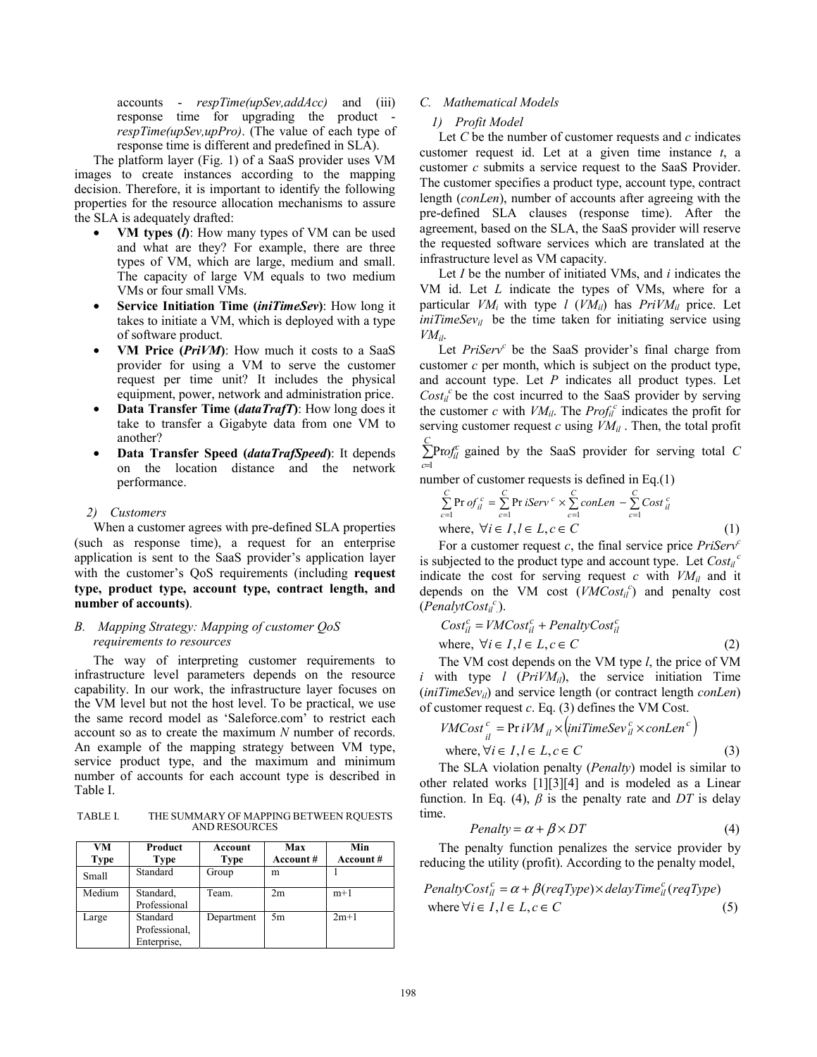accounts - *respTime(upSev,addAcc)* and (iii) response time for upgrading the product - *respTime(upSev,upPro)*. (The value of each type of response time is different and predefined in SLA).

The platform layer (Fig. 1) of a SaaS provider uses VM images to create instances according to the mapping decision. Therefore, it is important to identify the following properties for the resource allocation mechanisms to assure the SLA is adequately drafted:

- **VM types (*l*)**: How many types of VM can be used and what are they? For example, there are three types of VM, which are large, medium and small. The capacity of large VM equals to two medium VMs or four small VMs.
- **Service Initiation Time (*iniTimeSev*)**: How long it takes to initiate a VM, which is deployed with a type of software product.
- **VM Price (*PriVM*)**: How much it costs to a SaaS provider for using a VM to serve the customer request per time unit? It includes the physical equipment, power, network and administration price.
- **Data Transfer Time (*dataTrafT*)**: How long does it take to transfer a Gigabyte data from one VM to another?
- **Data Transfer Speed (*dataTrafSpeed*)**: It depends on the location distance and the network performance.

#### 2) Customers

When a customer agrees with pre-defined SLA properties (such as response time), a request for an enterprise application is sent to the SaaS provider's application layer with the customer's QoS requirements (including **request type, product type, account type, contract length, and number of accounts)**.

### B. Mapping Strategy: Mapping of customer QoS requirements to resources

The way of interpreting customer requirements to infrastructure level parameters depends on the resource capability. In our work, the infrastructure layer focuses on the VM level but not the host level. To be practical, we use the same record model as 'Saleforce.com' to restrict each account so as to create the maximum *N* number of records. An example of the mapping strategy between VM type, service product type, and the maximum and minimum number of accounts for each account type is described in Table I.

TABLE I. THE SUMMARY OF MAPPING BETWEEN RQUESTS AND RESOURCES

| VM Type | Product Type | Account Type | Max Account # | Min Account # |
|---|---|---|---|---|
| Small | Standard | Group | m | 1 |
| Medium | Standard, Professional | Team. | 2m | m+1 |
| Large | Standard Professional, Enterprise, | Department | 5m | 2m+1 |

### C. Mathematical Models

#### 1) Profit Model

Let *C* be the number of customer requests and *c* indicates customer request id. Let at a given time instance *t*, a customer *c* submits a service request to the SaaS Provider. The customer specifies a product type, account type, contract length (*conLen*), number of accounts after agreeing with the pre-defined SLA clauses (response time). After the agreement, based on the SLA, the SaaS provider will reserve the requested software services which are translated at the infrastructure level as VM capacity.

Let *I* be the number of initiated VMs, and *i* indicates the VM id. Let *L* indicate the types of VMs, where for a particular $VM_i$ with type *l* ($VM_{il}$) has $PriVM_{il}$ price. Let $iniTimeSev_{il}$ be the time taken for initiating service using $VM_{il}$.

Let $PriServ^c$ be the SaaS provider's final charge from customer *c* per month, which is subject on the product type, and account type. Let *P* indicates all product types. Let $Cost_{il}^c$ be the cost incurred to the SaaS provider by serving the customer *c* with $VM_{il}$. The $Prof_{il}^c$ indicates the profit for serving customer request *c* using $VM_{il}$. Then, the total profit $\sum_{c=1}^{C} Prof_{il}^c$ gained by the SaaS provider for serving total *C* number of customer requests is defined in Eq.(1)

$$\sum_{c=1}^{C} Prof_{il}^c = \sum_{c=1}^{C} PriServ^c \times \sum_{c=1}^{C} conLen - \sum_{c=1}^{C} Cost_{il}^c$$
$$\text{where, } \forall i \in I, l \in L, c \in C \tag{1}$$

For a customer request *c*, the final service price $PriServ^c$ is subjected to the product type and account type. Let $Cost_{il}^c$ indicate the cost for serving request *c* with $VM_{il}$ and it depends on the VM cost ($VMCost_{il}^c$) and penalty cost ($PenalytCost_{il}^c$).

$$Cost_{il}^c = VMCost_{il}^c + PenaltyCost_{il}^c$$
$$\text{where, } \forall i \in I, l \in L, c \in C \tag{2}$$

The VM cost depends on the VM type *l*, the price of VM *i* with type *l* ($PriVM_{il}$), the service initiation Time ($iniTimeSev_{il}$) and service length (or contract length *conLen*) of customer request *c*. Eq. (3) defines the VM Cost.

$$VMCost_{il}^c = PriVM_{il} \times \left(iniTimeSev_{il}^c \times conLen^c\right)$$
$$\text{where, } \forall i \in I, l \in L, c \in C \tag{3}$$

The SLA violation penalty (*Penalty*) model is similar to other related works [1][3][4] and is modeled as a Linear function. In Eq. (4), $\beta$ is the penalty rate and *DT* is delay time.

$$Penalty = \alpha + \beta \times DT \tag{4}$$

The penalty function penalizes the service provider by reducing the utility (profit). According to the penalty model,

$$PenaltyCost_{il}^c = \alpha + \beta(reqType) \times delayTime_{il}^c(reqType)$$
$$\text{where } \forall i \in I, l \in L, c \in C \tag{5}$$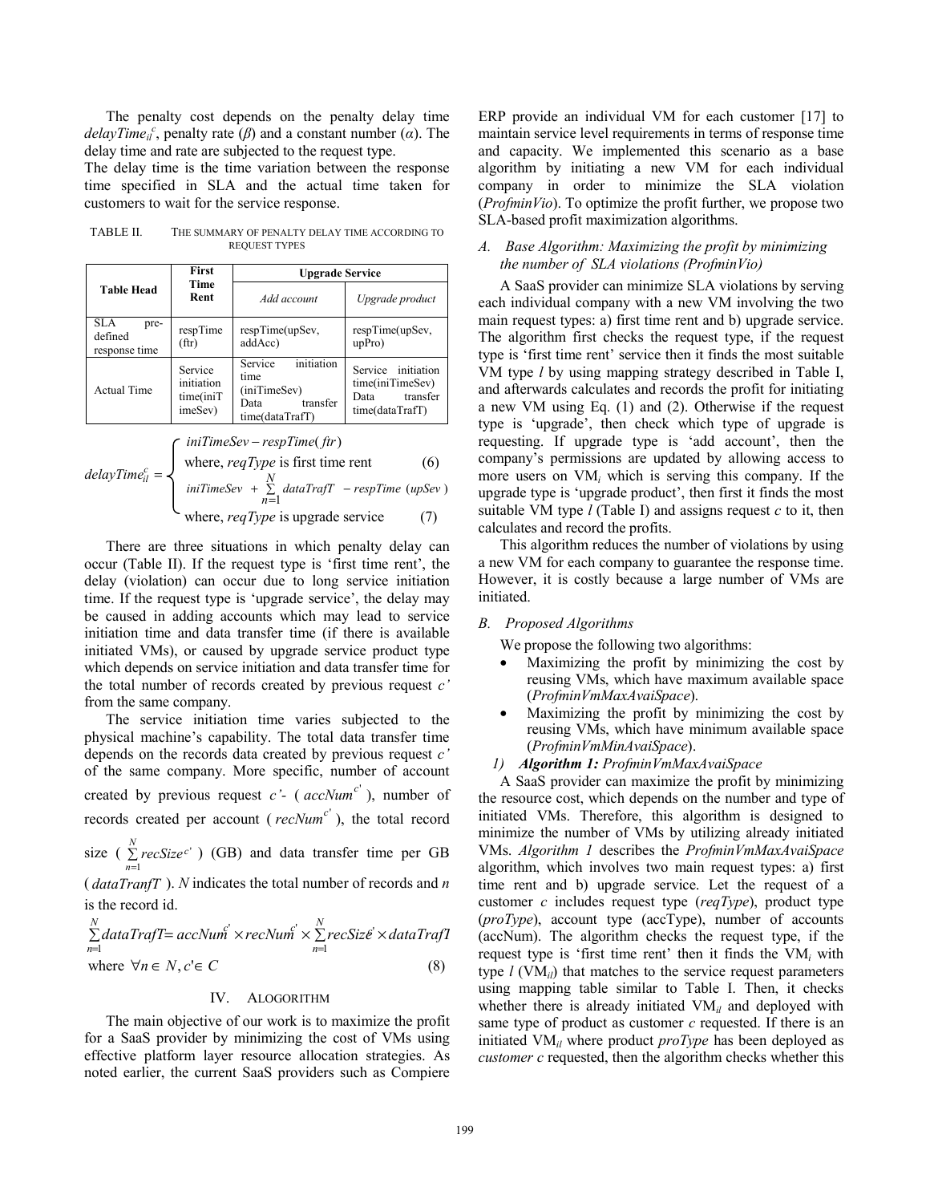The penalty cost depends on the penalty delay time $delayTime_{il}^{c}$, penalty rate ($\beta$) and a constant number ($\alpha$). The delay time and rate are subjected to the request type.

The delay time is the time variation between the response time specified in SLA and the actual time taken for customers to wait for the service response.

TABLE II. THE SUMMARY OF PENALTY DELAY TIME ACCORDING TO REQUEST TYPES

| Table Head | First Time Rent | Upgrade Service | |
|---|---|---|---|
| | | *Add account* | *Upgrade product* |
| SLA pre-defined response time | respTime (ftr) | respTime(upSev, addAcc) | respTime(upSev, upPro) |
| Actual Time | Service initiation time(iniTimeSev) | Service initiation time (iniTimeSev) Data transfer time(dataTrafT) | Service initiation time(iniTimeSev) Data transfer time(dataTrafT) |

$$
delayTime_{il}^{c} = \begin{cases} iniTimeSev - respTime(ftr) \\ \text{where, } reqType \text{ is first time rent} \quad (6) \\ iniTimeSev + \sum_{n=1}^{N} dataTrafT - respTime(upSev) \\ \text{where, } reqType \text{ is upgrade service} \quad (7) \end{cases}
$$

There are three situations in which penalty delay can occur (Table II). If the request type is 'first time rent', the delay (violation) can occur due to long service initiation time. If the request type is 'upgrade service', the delay may be caused in adding accounts which may lead to service initiation time and data transfer time (if there is available initiated VMs), or caused by upgrade service product type which depends on service initiation and data transfer time for the total number of records created by previous request $c'$ from the same company.

The service initiation time varies subjected to the physical machine's capability. The total data transfer time depends on the records data created by previous request $c'$ of the same company. More specific, number of account created by previous request $c'$- ($accNum^{c'}$), number of records created per account ($recNum^{c'}$), the total record size ($\sum_{n=1}^{N} recSize^{c'}$) (GB) and data transfer time per GB ($dataTranfT$). $N$ indicates the total number of records and $n$ is the record id.

$$
\sum_{n=1}^{N} dataTrafT = accNum^{c'} \times recNum^{c'} \times \sum_{n=1}^{N} recSize^{c'} \times dataTrafT
$$
$$
\text{where } \forall n \in N, c' \in C \quad (8)
$$

## IV. ALOGORITHM

The main objective of our work is to maximize the profit for a SaaS provider by minimizing the cost of VMs using effective platform layer resource allocation strategies. As noted earlier, the current SaaS providers such as Compiere ERP provide an individual VM for each customer [17] to maintain service level requirements in terms of response time and capacity. We implemented this scenario as a base algorithm by initiating a new VM for each individual company in order to minimize the SLA violation (*ProfminVio*). To optimize the profit further, we propose two SLA-based profit maximization algorithms.

### *A. Base Algorithm: Maximizing the profit by minimizing the number of SLA violations (ProfminVio)*

A SaaS provider can minimize SLA violations by serving each individual company with a new VM involving the two main request types: a) first time rent and b) upgrade service. The algorithm first checks the request type, if the request type is 'first time rent' service then it finds the most suitable VM type $l$ by using mapping strategy described in Table I, and afterwards calculates and records the profit for initiating a new VM using Eq. (1) and (2). Otherwise if the request type is 'upgrade', then check which type of upgrade is requesting. If upgrade type is 'add account', then the company's permissions are updated by allowing access to more users on $VM_i$ which is serving this company. If the upgrade type is 'upgrade product', then first it finds the most suitable VM type $l$ (Table I) and assigns request $c$ to it, then calculates and record the profits.

This algorithm reduces the number of violations by using a new VM for each company to guarantee the response time. However, it is costly because a large number of VMs are initiated.

### *B. Proposed Algorithms*

We propose the following two algorithms:

- Maximizing the profit by minimizing the cost by reusing VMs, which have maximum available space (*ProfminVmMaxAvaiSpace*).
- Maximizing the profit by minimizing the cost by reusing VMs, which have minimum available space (*ProfminVmMinAvaiSpace*).

#### *1) **Algorithm 1:** ProfminVmMaxAvaiSpace*

A SaaS provider can maximize the profit by minimizing the resource cost, which depends on the number and type of initiated VMs. Therefore, this algorithm is designed to minimize the number of VMs by utilizing already initiated VMs. *Algorithm 1* describes the *ProfminVmMaxAvaiSpace* algorithm, which involves two main request types: a) first time rent and b) upgrade service. Let the request of a customer $c$ includes request type (*reqType*), product type (*proType*), account type (accType), number of accounts (accNum). The algorithm checks the request type, if the request type is 'first time rent' then it finds the $VM_i$ with type $l$ ($VM_{il}$) that matches to the service request parameters using mapping table similar to Table I. Then, it checks whether there is already initiated $VM_{il}$ and deployed with same type of product as customer $c$ requested. If there is an initiated $VM_{il}$ where product *proType* has been deployed as *customer c* requested, then the algorithm checks whether this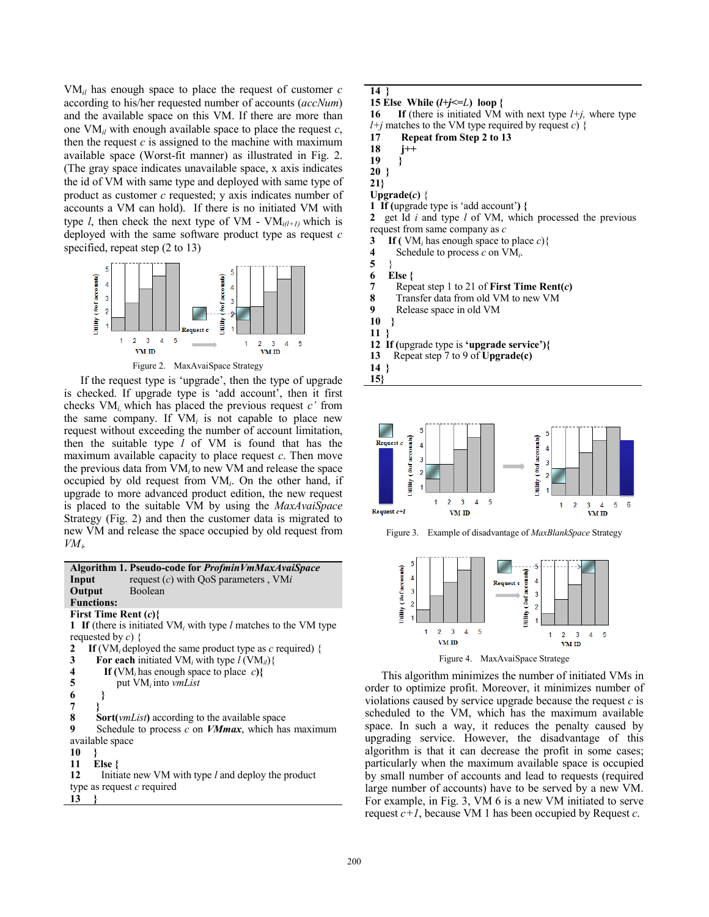$VM_{il}$ has enough space to place the request of customer $c$ according to his/her requested number of accounts (*accNum*) and the available space on this VM. If there are more than one $VM_{il}$ with enough available space to place the request $c$, then the request $c$ is assigned to the machine with maximum available space (Worst-fit manner) as illustrated in Fig. 2. (The gray space indicates unavailable space, x axis indicates the id of VM with same type and deployed with same type of product as customer $c$ requested; y axis indicates number of accounts a VM can hold). If there is no initiated VM with type $l$, then check the next type of VM - $VM_{i(l+1)}$ which is deployed with the same software product type as request $c$ specified, repeat step (2 to 13)

Figure 2. MaxAvaiSpace Strategy

If the request type is 'upgrade', then the type of upgrade is checked. If upgrade type is 'add account', then it first checks $VM_i$, which has placed the previous request $c'$ from the same company. If $VM_i$ is not capable to place new request without exceeding the number of account limitation, then the suitable type $l$ of VM is found that has the maximum available capacity to place request $c$. Then move the previous data from $VM_i$ to new VM and release the space occupied by old request from $VM_i$. On the other hand, if upgrade to more advanced product edition, the new request is placed to the suitable VM by using the *MaxAvaiSpace* Strategy (Fig. 2) and then the customer data is migrated to new VM and release the space occupied by old request from $VM_i$.

```
Algorithm 1. Pseudo-code for ProfminVmMaxAvaiSpace
Input      request (c) with QoS parameters , VMi
Output     Boolean
Functions:
First Time Rent (c){
1  If (there is initiated VM_i with type l matches to the VM type
   requested by c) {
2    If (VM_i deployed the same product type as c required) {
3      For each initiated VM_i with type l (VM_il){
4        If (VM_i has enough space to place c){
5          put VM_i into vmList
6        }
7      }
8      Sort(vmList) according to the available space
9      Schedule to process c on VMmax, which has maximum
   available space
10   }
11   Else {
12     Initiate new VM with type l and deploy the product
   type as request c required
13   }
14 }
15 Else While (l+j<=L) loop {
16   If (there is initiated VM with next type l+j, where type
   l+j matches to the VM type required by request c) {
17     Repeat from Step 2 to 13
18     j++
19   }
20 }
21}
Upgrade(c) {
1  If (upgrade type is 'add account') {
2    get Id i and type l of VM, which processed the previous
   request from same company as c
3    If ( VM_i has enough space to place c){
4      Schedule to process c on VM_i.
5    }
6    Else {
7      Repeat step 1 to 21 of First Time Rent(c)
8      Transfer data from old VM to new VM
9      Release space in old VM
10   }
11 }
12 If (upgrade type is 'upgrade service'){
13   Repeat step 7 to 9 of Upgrade(c)
14 }
15}
```

Figure 3. Example of disadvantage of *MaxBlankSpace* Strategy

Figure 4. MaxAvaiSpace Stratege

This algorithm minimizes the number of initiated VMs in order to optimize profit. Moreover, it minimizes number of violations caused by service upgrade because the request $c$ is scheduled to the VM, which has the maximum available space. In such a way, it reduces the penalty caused by upgrading service. However, the disadvantage of this algorithm is that it can decrease the profit in some cases; particularly when the maximum available space is occupied by small number of accounts and lead to requests (required large number of accounts) have to be served by a new VM. For example, in Fig. 3, VM 6 is a new VM initiated to serve request $c+1$, because VM 1 has been occupied by Request $c$.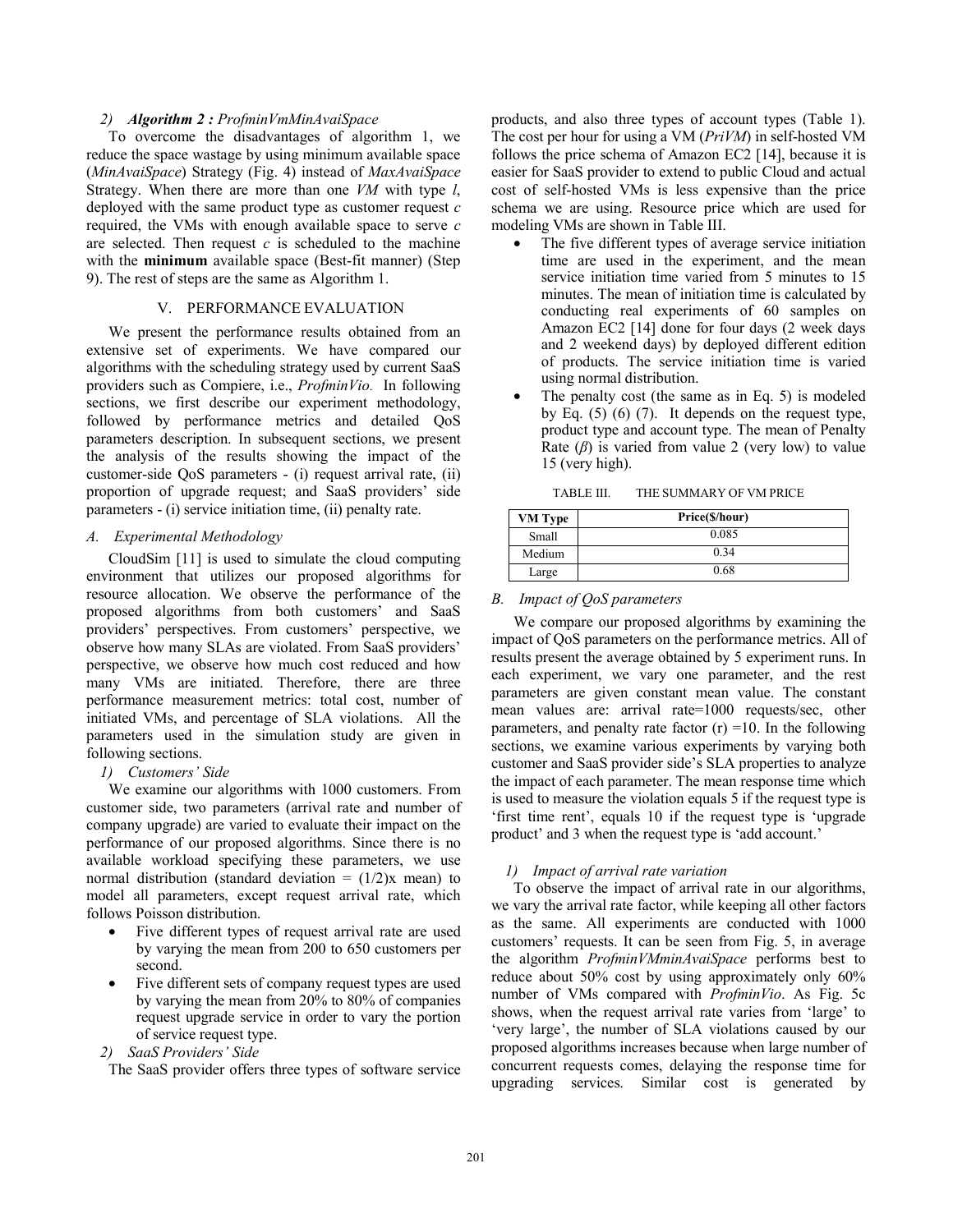#### 2) ***Algorithm 2 :*** *ProfminVmMinAvaiSpace*

To overcome the disadvantages of algorithm 1, we reduce the space wastage by using minimum available space (*MinAvaiSpace*) Strategy (Fig. 4) instead of *MaxAvaiSpace* Strategy. When there are more than one *VM* with type *l*, deployed with the same product type as customer request *c* required, the VMs with enough available space to serve *c* are selected. Then request *c* is scheduled to the machine with the **minimum** available space (Best-fit manner) (Step 9). The rest of steps are the same as Algorithm 1.

## V. PERFORMANCE EVALUATION

We present the performance results obtained from an extensive set of experiments. We have compared our algorithms with the scheduling strategy used by current SaaS providers such as Compiere, i.e., *ProfminVio.* In following sections, we first describe our experiment methodology, followed by performance metrics and detailed QoS parameters description. In subsequent sections, we present the analysis of the results showing the impact of the customer-side QoS parameters - (i) request arrival rate, (ii) proportion of upgrade request; and SaaS providers' side parameters - (i) service initiation time, (ii) penalty rate.

### *A. Experimental Methodology*

CloudSim [11] is used to simulate the cloud computing environment that utilizes our proposed algorithms for resource allocation. We observe the performance of the proposed algorithms from both customers' and SaaS providers' perspectives. From customers' perspective, we observe how many SLAs are violated. From SaaS providers' perspective, we observe how much cost reduced and how many VMs are initiated. Therefore, there are three performance measurement metrics: total cost, number of initiated VMs, and percentage of SLA violations. All the parameters used in the simulation study are given in following sections.

#### *1) Customers' Side*

We examine our algorithms with 1000 customers. From customer side, two parameters (arrival rate and number of company upgrade) are varied to evaluate their impact on the performance of our proposed algorithms. Since there is no available workload specifying these parameters, we use normal distribution (standard deviation = (1/2)x mean) to model all parameters, except request arrival rate, which follows Poisson distribution.

- Five different types of request arrival rate are used by varying the mean from 200 to 650 customers per second.
- Five different sets of company request types are used by varying the mean from 20% to 80% of companies request upgrade service in order to vary the portion of service request type.

#### *2) SaaS Providers' Side*

The SaaS provider offers three types of software service products, and also three types of account types (Table 1). The cost per hour for using a VM (*PriVM*) in self-hosted VM follows the price schema of Amazon EC2 [14], because it is easier for SaaS provider to extend to public Cloud and actual cost of self-hosted VMs is less expensive than the price schema we are using. Resource price which are used for modeling VMs are shown in Table III.

- The five different types of average service initiation time are used in the experiment, and the mean service initiation time varied from 5 minutes to 15 minutes. The mean of initiation time is calculated by conducting real experiments of 60 samples on Amazon EC2 [14] done for four days (2 week days and 2 weekend days) by deployed different edition of products. The service initiation time is varied using normal distribution.
- The penalty cost (the same as in Eq. 5) is modeled by Eq. (5) (6) (7). It depends on the request type, product type and account type. The mean of Penalty Rate ($\beta$) is varied from value 2 (very low) to value 15 (very high).

TABLE III. THE SUMMARY OF VM PRICE

| VM Type | Price($/hour) |
|---|---|
| Small | 0.085 |
| Medium | 0.34 |
| Large | 0.68 |

### *B. Impact of QoS parameters*

We compare our proposed algorithms by examining the impact of QoS parameters on the performance metrics. All of results present the average obtained by 5 experiment runs. In each experiment, we vary one parameter, and the rest parameters are given constant mean value. The constant mean values are: arrival rate=1000 requests/sec, other parameters, and penalty rate factor (r) =10. In the following sections, we examine various experiments by varying both customer and SaaS provider side's SLA properties to analyze the impact of each parameter. The mean response time which is used to measure the violation equals 5 if the request type is 'first time rent', equals 10 if the request type is 'upgrade product' and 3 when the request type is 'add account.'

#### *1) Impact of arrival rate variation*

To observe the impact of arrival rate in our algorithms, we vary the arrival rate factor, while keeping all other factors as the same. All experiments are conducted with 1000 customers' requests. It can be seen from Fig. 5, in average the algorithm *ProfminVMminAvaiSpace* performs best to reduce about 50% cost by using approximately only 60% number of VMs compared with *ProfminVio*. As Fig. 5c shows, when the request arrival rate varies from 'large' to 'very large', the number of SLA violations caused by our proposed algorithms increases because when large number of concurrent requests comes, delaying the response time for upgrading services. Similar cost is generated by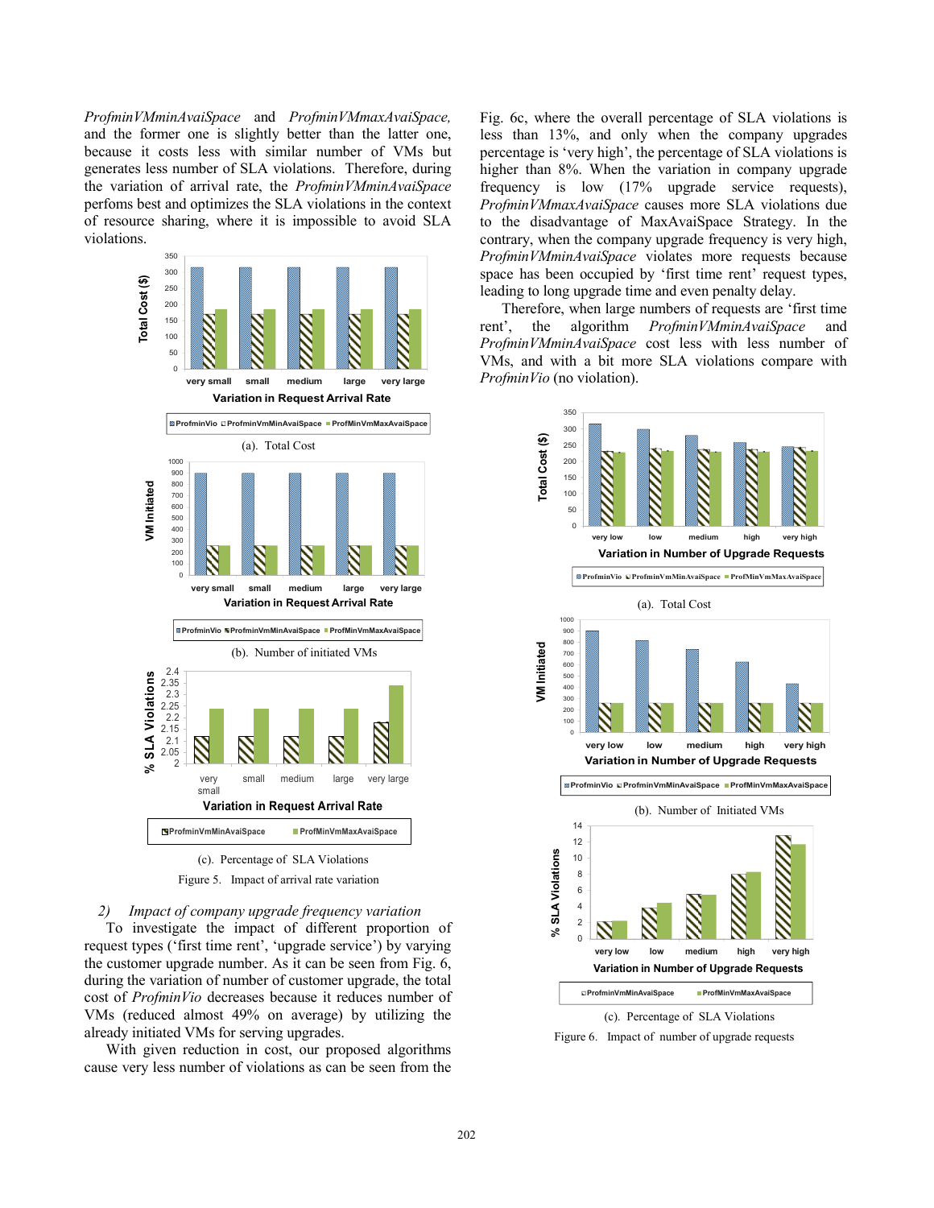*ProfminVMminAvaiSpace* and *ProfminVMmaxAvaiSpace,* and the former one is slightly better than the latter one, because it costs less with similar number of VMs but generates less number of SLA violations. Therefore, during the variation of arrival rate, the *ProfminVMminAvaiSpace* perfoms best and optimizes the SLA violations in the context of resource sharing, where it is impossible to avoid SLA violations.

(a). Total Cost

(b). Number of initiated VMs

(c). Percentage of SLA Violations

Figure 5. Impact of arrival rate variation

### 2) *Impact of company upgrade frequency variation*

To investigate the impact of different proportion of request types ('first time rent', 'upgrade service') by varying the customer upgrade number. As it can be seen from Fig. 6, during the variation of number of customer upgrade, the total cost of *ProfminVio* decreases because it reduces number of VMs (reduced almost 49% on average) by utilizing the already initiated VMs for serving upgrades.

With given reduction in cost, our proposed algorithms cause very less number of violations as can be seen from the Fig. 6c, where the overall percentage of SLA violations is less than 13%, and only when the company upgrades percentage is 'very high', the percentage of SLA violations is higher than 8%. When the variation in company upgrade frequency is low (17% upgrade service requests), *ProfminVMmaxAvaiSpace* causes more SLA violations due to the disadvantage of MaxAvaiSpace Strategy. In the contrary, when the company upgrade frequency is very high, *ProfminVMminAvaiSpace* violates more requests because space has been occupied by 'first time rent' request types, leading to long upgrade time and even penalty delay.

Therefore, when large numbers of requests are 'first time rent', the algorithm *ProfminVMminAvaiSpace* and *ProfminVMminAvaiSpace* cost less with less number of VMs, and with a bit more SLA violations compare with *ProfminVio* (no violation).

(a). Total Cost

(b). Number of Initiated VMs

(c). Percentage of SLA Violations

Figure 6. Impact of number of upgrade requests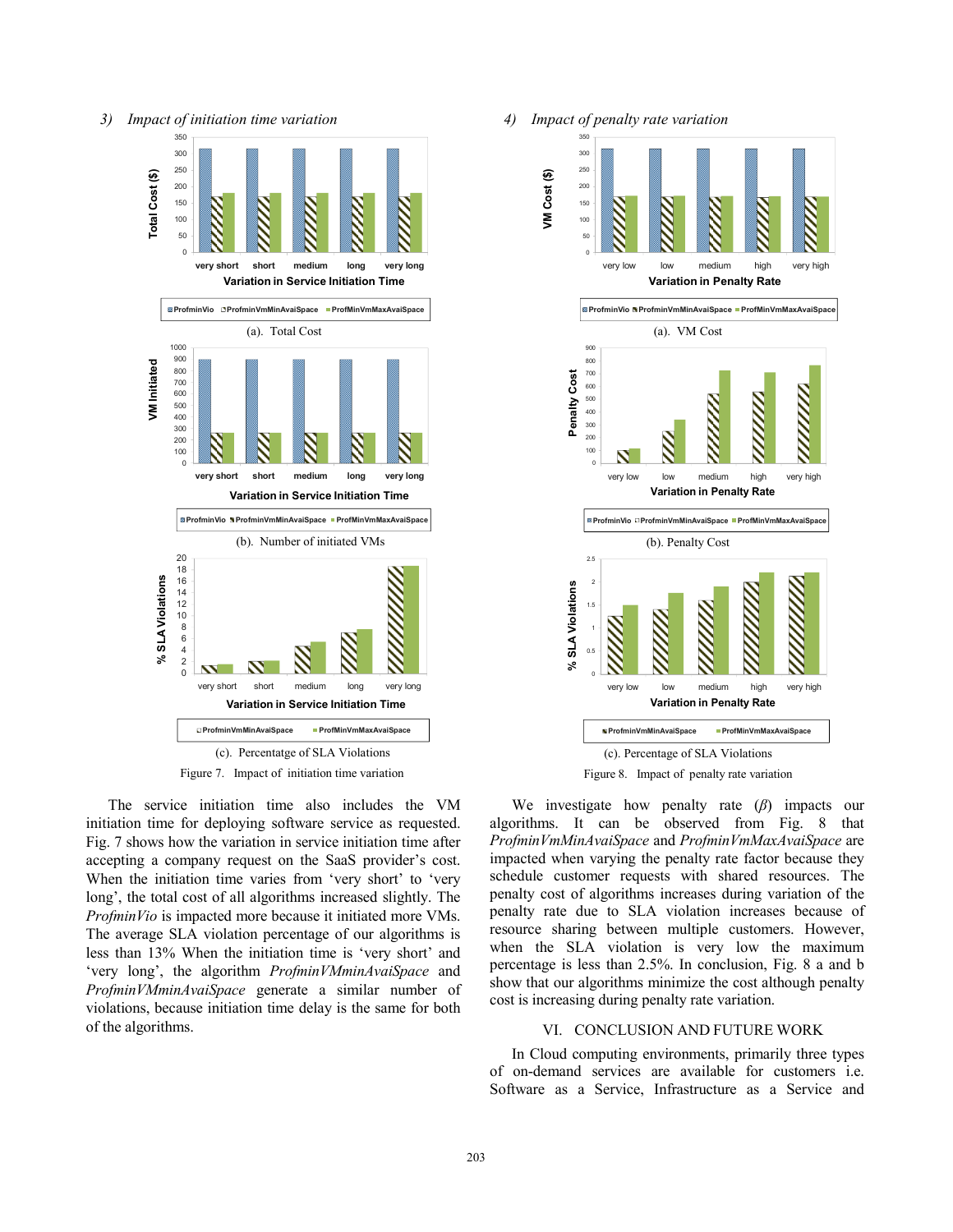### 3) Impact of initiation time variation

(a). Total Cost

(b). Number of initiated VMs

(c). Percentatge of SLA Violations

Figure 7. Impact of initiation time variation

The service initiation time also includes the VM initiation time for deploying software service as requested. Fig. 7 shows how the variation in service initiation time after accepting a company request on the SaaS provider's cost. When the initiation time varies from 'very short' to 'very long', the total cost of all algorithms increased slightly. The *ProfminVio* is impacted more because it initiated more VMs. The average SLA violation percentage of our algorithms is less than 13% When the initiation time is 'very short' and 'very long', the algorithm *ProfminVMminAvaiSpace* and *ProfminVMminAvaiSpace* generate a similar number of violations, because initiation time delay is the same for both of the algorithms.

### 4) Impact of penalty rate variation

(a). VM Cost

(b). Penalty Cost

(c). Percentage of SLA Violations

Figure 8. Impact of penalty rate variation

We investigate how penalty rate ($\beta$) impacts our algorithms. It can be observed from Fig. 8 that *ProfminVmMinAvaiSpace* and *ProfminVmMaxAvaiSpace* are impacted when varying the penalty rate factor because they schedule customer requests with shared resources. The penalty cost of algorithms increases during variation of the penalty rate due to SLA violation increases because of resource sharing between multiple customers. However, when the SLA violation is very low the maximum percentage is less than 2.5%. In conclusion, Fig. 8 a and b show that our algorithms minimize the cost although penalty cost is increasing during penalty rate variation.

## VI. CONCLUSION AND FUTURE WORK

In Cloud computing environments, primarily three types of on-demand services are available for customers i.e. Software as a Service, Infrastructure as a Service and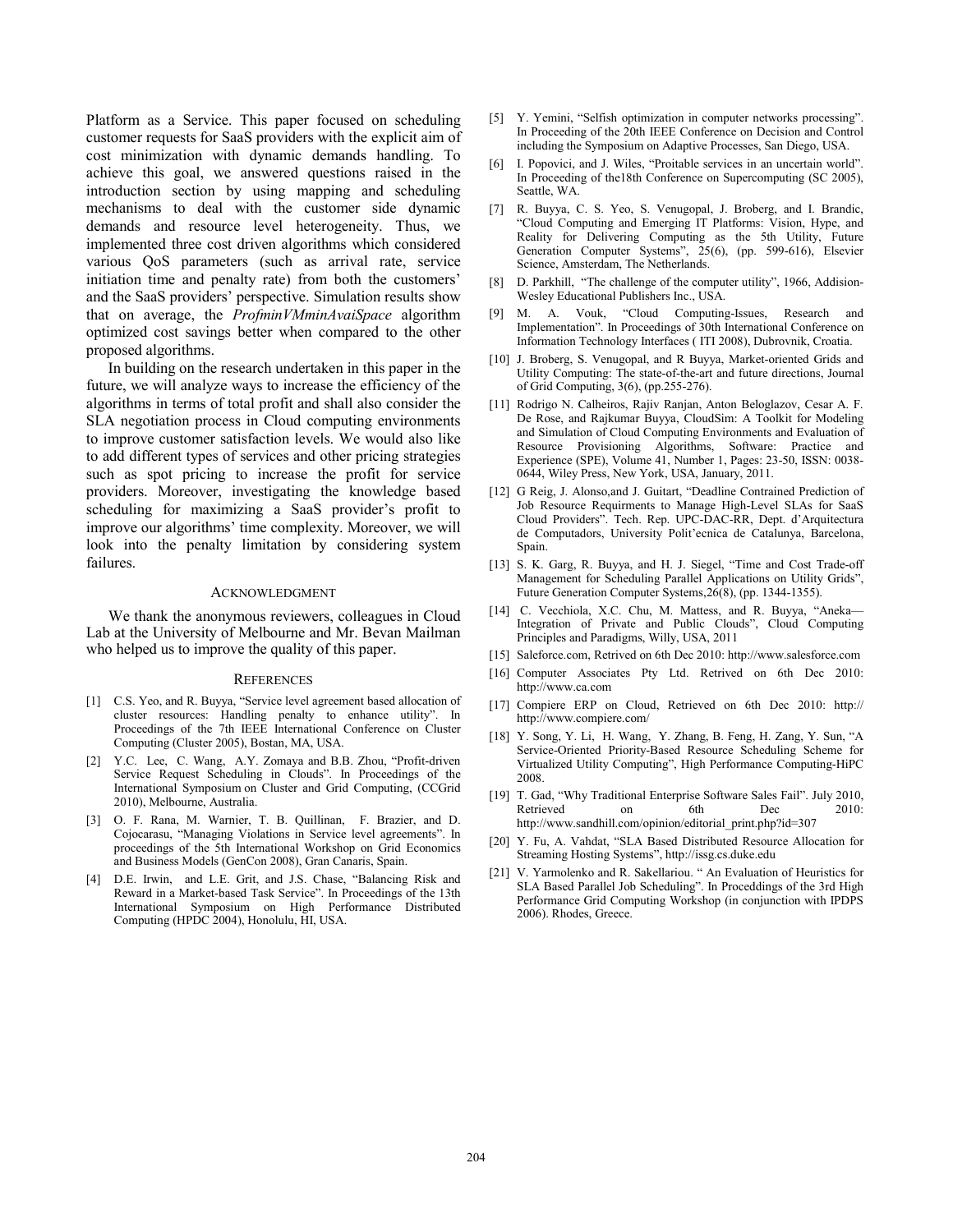Platform as a Service. This paper focused on scheduling customer requests for SaaS providers with the explicit aim of cost minimization with dynamic demands handling. To achieve this goal, we answered questions raised in the introduction section by using mapping and scheduling mechanisms to deal with the customer side dynamic demands and resource level heterogeneity. Thus, we implemented three cost driven algorithms which considered various QoS parameters (such as arrival rate, service initiation time and penalty rate) from both the customers' and the SaaS providers' perspective. Simulation results show that on average, the *ProfminVMminAvaiSpace* algorithm optimized cost savings better when compared to the other proposed algorithms.

In building on the research undertaken in this paper in the future, we will analyze ways to increase the efficiency of the algorithms in terms of total profit and shall also consider the SLA negotiation process in Cloud computing environments to improve customer satisfaction levels. We would also like to add different types of services and other pricing strategies such as spot pricing to increase the profit for service providers. Moreover, investigating the knowledge based scheduling for maximizing a SaaS provider's profit to improve our algorithms' time complexity. Moreover, we will look into the penalty limitation by considering system failures.

## ACKNOWLEDGMENT

We thank the anonymous reviewers, colleagues in Cloud Lab at the University of Melbourne and Mr. Bevan Mailman who helped us to improve the quality of this paper.

## REFERENCES

[1] C.S. Yeo, and R. Buyya, "Service level agreement based allocation of cluster resources: Handling penalty to enhance utility". In Proceedings of the 7th IEEE International Conference on Cluster Computing (Cluster 2005), Bostan, MA, USA.

[2] Y.C. Lee, C. Wang, A.Y. Zomaya and B.B. Zhou, "Profit-driven Service Request Scheduling in Clouds". In Proceedings of the International Symposium on Cluster and Grid Computing, (CCGrid 2010), Melbourne, Australia.

[3] O. F. Rana, M. Warnier, T. B. Quillinan, F. Brazier, and D. Cojocarasu, "Managing Violations in Service level agreements". In proceedings of the 5th International Workshop on Grid Economics and Business Models (GenCon 2008), Gran Canaris, Spain.

[4] D.E. Irwin, and L.E. Grit, and J.S. Chase, "Balancing Risk and Reward in a Market-based Task Service". In Proceedings of the 13th International Symposium on High Performance Distributed Computing (HPDC 2004), Honolulu, HI, USA.

[5] Y. Yemini, "Selfish optimization in computer networks processing". In Proceeding of the 20th IEEE Conference on Decision and Control including the Symposium on Adaptive Processes, San Diego, USA.

[6] I. Popovici, and J. Wiles, "Proitable services in an uncertain world". In Proceeding of the18th Conference on Supercomputing (SC 2005), Seattle, WA.

[7] R. Buyya, C. S. Yeo, S. Venugopal, J. Broberg, and I. Brandic, "Cloud Computing and Emerging IT Platforms: Vision, Hype, and Reality for Delivering Computing as the 5th Utility, Future Generation Computer Systems", 25(6), (pp. 599-616), Elsevier Science, Amsterdam, The Netherlands.

[8] D. Parkhill, "The challenge of the computer utility", 1966, Addision-Wesley Educational Publishers Inc., USA.

[9] M. A. Vouk, "Cloud Computing-Issues, Research and Implementation". In Proceedings of 30th International Conference on Information Technology Interfaces ( ITI 2008), Dubrovnik, Croatia.

[10] J. Broberg, S. Venugopal, and R Buyya, Market-oriented Grids and Utility Computing: The state-of-the-art and future directions, Journal of Grid Computing, 3(6), (pp.255-276).

[11] Rodrigo N. Calheiros, Rajiv Ranjan, Anton Beloglazov, Cesar A. F. De Rose, and Rajkumar Buyya, CloudSim: A Toolkit for Modeling and Simulation of Cloud Computing Environments and Evaluation of Resource Provisioning Algorithms, Software: Practice and Experience (SPE), Volume 41, Number 1, Pages: 23-50, ISSN: 0038-0644, Wiley Press, New York, USA, January, 2011.

[12] G Reig, J. Alonso,and J. Guitart, "Deadline Contrained Prediction of Job Resource Requirments to Manage High-Level SLAs for SaaS Cloud Providers". Tech. Rep. UPC-DAC-RR, Dept. d'Arquitectura de Computadors, University Polit'ecnica de Catalunya, Barcelona, Spain.

[13] S. K. Garg, R. Buyya, and H. J. Siegel, "Time and Cost Trade-off Management for Scheduling Parallel Applications on Utility Grids", Future Generation Computer Systems,26(8), (pp. 1344-1355).

[14] C. Vecchiola, X.C. Chu, M. Mattess, and R. Buyya, "Aneka—Integration of Private and Public Clouds", Cloud Computing Principles and Paradigms, Willy, USA, 2011

[15] Saleforce.com, Retrived on 6th Dec 2010: http://www.salesforce.com

[16] Computer Associates Pty Ltd. Retrived on 6th Dec 2010: http://www.ca.com

[17] Compiere ERP on Cloud, Retrieved on 6th Dec 2010: http:// http://www.compiere.com/

[18] Y. Song, Y. Li, H. Wang, Y. Zhang, B. Feng, H. Zang, Y. Sun, "A Service-Oriented Priority-Based Resource Scheduling Scheme for Virtualized Utility Computing", High Performance Computing-HiPC 2008.

[19] T. Gad, "Why Traditional Enterprise Software Sales Fail". July 2010, Retrieved on 6th Dec 2010: http://www.sandhill.com/opinion/editorial_print.php?id=307

[20] Y. Fu, A. Vahdat, "SLA Based Distributed Resource Allocation for Streaming Hosting Systems", http://issg.cs.duke.edu

[21] V. Yarmolenko and R. Sakellariou. " An Evaluation of Heuristics for SLA Based Parallel Job Scheduling". In Proceddings of the 3rd High Performance Grid Computing Workshop (in conjunction with IPDPS 2006). Rhodes, Greece.